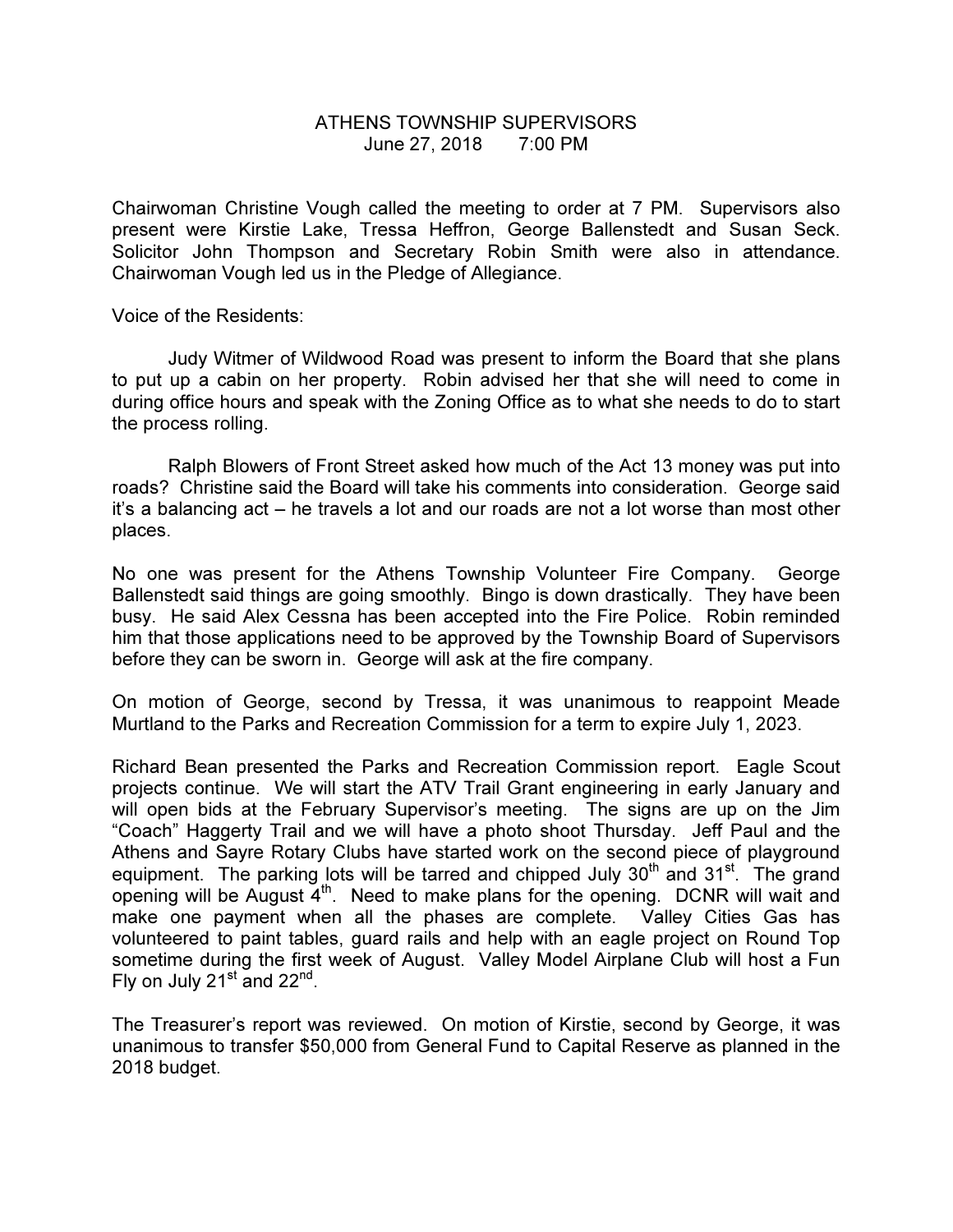# ATHENS TOWNSHIP SUPERVISORS

June 27, 2018 7:00 PM

Chairwoman Christine Vough called the meeting to order at 7 PM. Supervisors also present were Kirstie Lake, Tressa Heffron, George Ballenstedt and Susan Seck. Solicitor John Thompson and Secretary Robin Smith were also in attendance. Chairwoman Vough led us in the Pledge of Allegiance.

Voice of the Residents:

Judy Witmer of Wildwood Road was present to inform the Board that she plans to put up a cabin on her property. Robin advised her that she will need to come in during office hours and speak with the Zoning Office as to what she needs to do to start the process rolling.

Ralph Blowers of Front Street asked how much of the Act 13 money was put into roads? Christine said the Board will take his comments into consideration. George said it's a balancing act – he travels a lot and our roads are not a lot worse than most other places.

No one was present for the Athens Township Volunteer Fire Company. George Ballenstedt said things are going smoothly. Bingo is down drastically. They have been busy. He said Alex Cessna has been accepted into the Fire Police. Robin reminded him that those applications need to be approved by the Township Board of Supervisors before they can be sworn in. George will ask at the fire company.

On motion of George, second by Tressa, it was unanimous to reappoint Meade Murtland to the Parks and Recreation Commission for a term to expire July 1, 2023.

Richard Bean presented the Parks and Recreation Commission report. Eagle Scout projects continue. We will start the ATV Trail Grant engineering in early January and will open bids at the February Supervisor's meeting. The signs are up on the Jim "Coach" Haggerty Trail and we will have a photo shoot Thursday. Jeff Paul and the Athens and Sayre Rotary Clubs have started work on the second piece of playground equipment. The parking lots will be tarred and chipped July 30th and 31st. The grand opening will be August 4th. Need to make plans for the opening. DCNR will wait and make one payment when all the phases are complete. Valley Cities Gas has volunteered to paint tables, guard rails and help with an eagle project on Round Top sometime during the first week of August. Valley Model Airplane Club will host a Fun Fly on July 21st and 22nd.

The Treasurer's report was reviewed. On motion of Kirstie, second by George, it was unanimous to transfer $50,000 from General Fund to Capital Reserve as planned in the 2018 budget.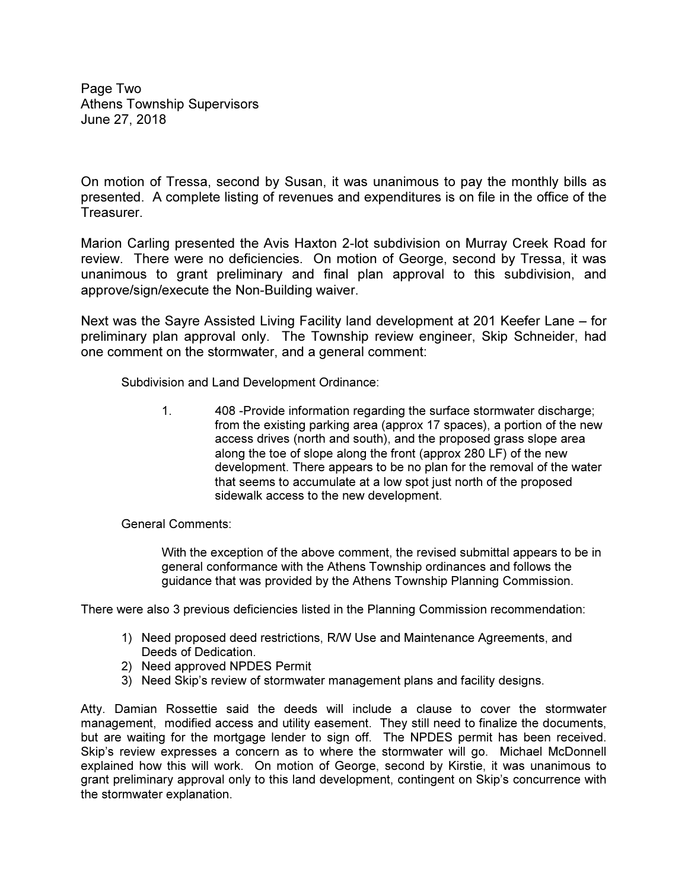On motion of Tressa, second by Susan, it was unanimous to pay the monthly bills as presented. A complete listing of revenues and expenditures is on file in the office of the Treasurer.

Marion Carling presented the Avis Haxton 2-lot subdivision on Murray Creek Road for review. There were no deficiencies. On motion of George, second by Tressa, it was unanimous to grant preliminary and final plan approval to this subdivision, and approve/sign/execute the Non-Building waiver.

Next was the Sayre Assisted Living Facility land development at 201 Keefer Lane – for preliminary plan approval only. The Township review engineer, Skip Schneider, had one comment on the stormwater, and a general comment:

Subdivision and Land Development Ordinance:

1. 408 -Provide information regarding the surface stormwater discharge; from the existing parking area (approx 17 spaces), a portion of the new access drives (north and south), and the proposed grass slope area along the toe of slope along the front (approx 280 LF) of the new development. There appears to be no plan for the removal of the water that seems to accumulate at a low spot just north of the proposed sidewalk access to the new development.

General Comments:

With the exception of the above comment, the revised submittal appears to be in general conformance with the Athens Township ordinances and follows the guidance that was provided by the Athens Township Planning Commission.

There were also 3 previous deficiencies listed in the Planning Commission recommendation:

1) Need proposed deed restrictions, R/W Use and Maintenance Agreements, and Deeds of Dedication.
2) Need approved NPDES Permit
3) Need Skip's review of stormwater management plans and facility designs.

Atty. Damian Rossettie said the deeds will include a clause to cover the stormwater management, modified access and utility easement. They still need to finalize the documents, but are waiting for the mortgage lender to sign off. The NPDES permit has been received. Skip's review expresses a concern as to where the stormwater will go. Michael McDonnell explained how this will work. On motion of George, second by Kirstie, it was unanimous to grant preliminary approval only to this land development, contingent on Skip's concurrence with the stormwater explanation.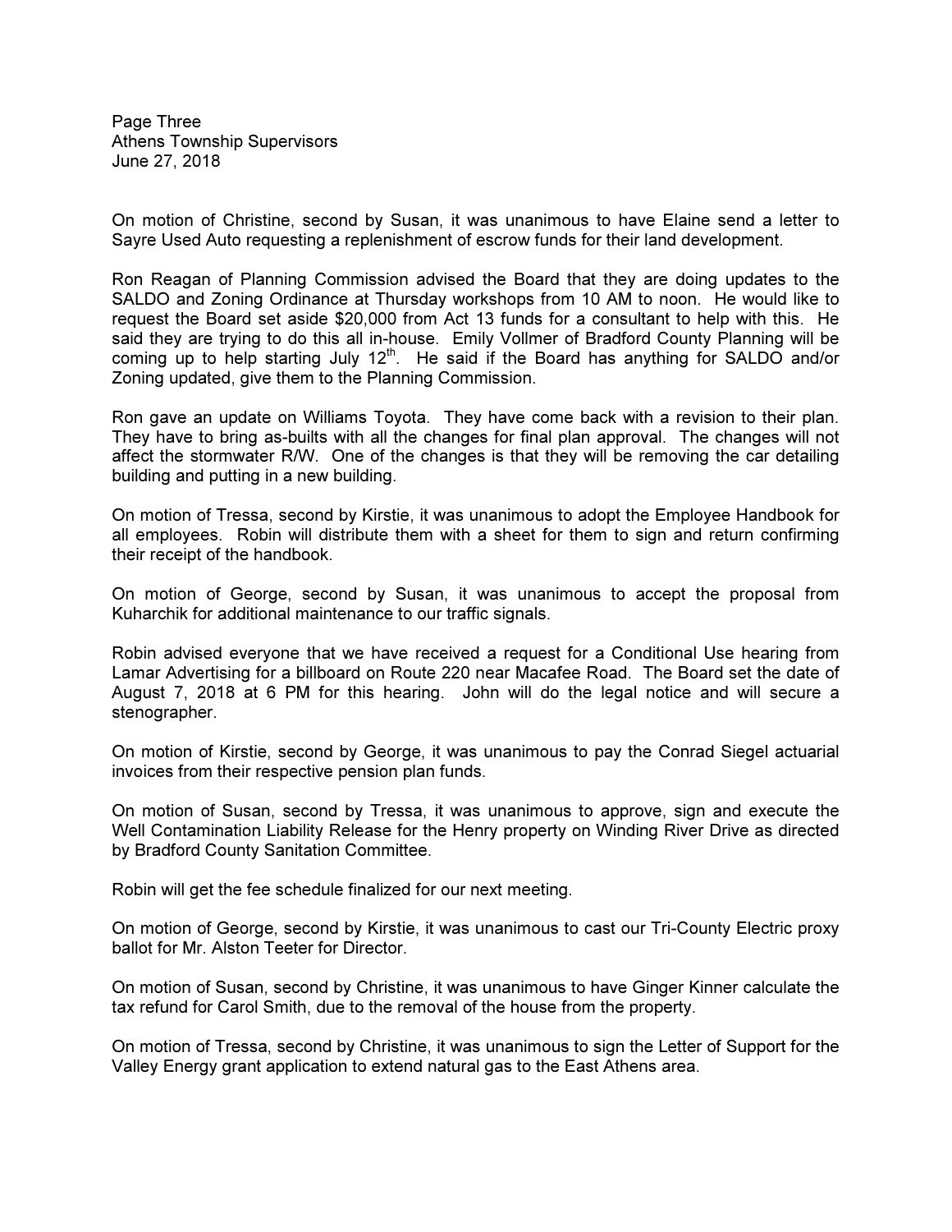On motion of Christine, second by Susan, it was unanimous to have Elaine send a letter to Sayre Used Auto requesting a replenishment of escrow funds for their land development.

Ron Reagan of Planning Commission advised the Board that they are doing updates to the SALDO and Zoning Ordinance at Thursday workshops from 10 AM to noon. He would like to request the Board set aside $20,000 from Act 13 funds for a consultant to help with this. He said they are trying to do this all in-house. Emily Vollmer of Bradford County Planning will be coming up to help starting July 12th. He said if the Board has anything for SALDO and/or Zoning updated, give them to the Planning Commission.

Ron gave an update on Williams Toyota. They have come back with a revision to their plan. They have to bring as-builts with all the changes for final plan approval. The changes will not affect the stormwater R/W. One of the changes is that they will be removing the car detailing building and putting in a new building.

On motion of Tressa, second by Kirstie, it was unanimous to adopt the Employee Handbook for all employees. Robin will distribute them with a sheet for them to sign and return confirming their receipt of the handbook.

On motion of George, second by Susan, it was unanimous to accept the proposal from Kuharchik for additional maintenance to our traffic signals.

Robin advised everyone that we have received a request for a Conditional Use hearing from Lamar Advertising for a billboard on Route 220 near Macafee Road. The Board set the date of August 7, 2018 at 6 PM for this hearing. John will do the legal notice and will secure a stenographer.

On motion of Kirstie, second by George, it was unanimous to pay the Conrad Siegel actuarial invoices from their respective pension plan funds.

On motion of Susan, second by Tressa, it was unanimous to approve, sign and execute the Well Contamination Liability Release for the Henry property on Winding River Drive as directed by Bradford County Sanitation Committee.

Robin will get the fee schedule finalized for our next meeting.

On motion of George, second by Kirstie, it was unanimous to cast our Tri-County Electric proxy ballot for Mr. Alston Teeter for Director.

On motion of Susan, second by Christine, it was unanimous to have Ginger Kinner calculate the tax refund for Carol Smith, due to the removal of the house from the property.

On motion of Tressa, second by Christine, it was unanimous to sign the Letter of Support for the Valley Energy grant application to extend natural gas to the East Athens area.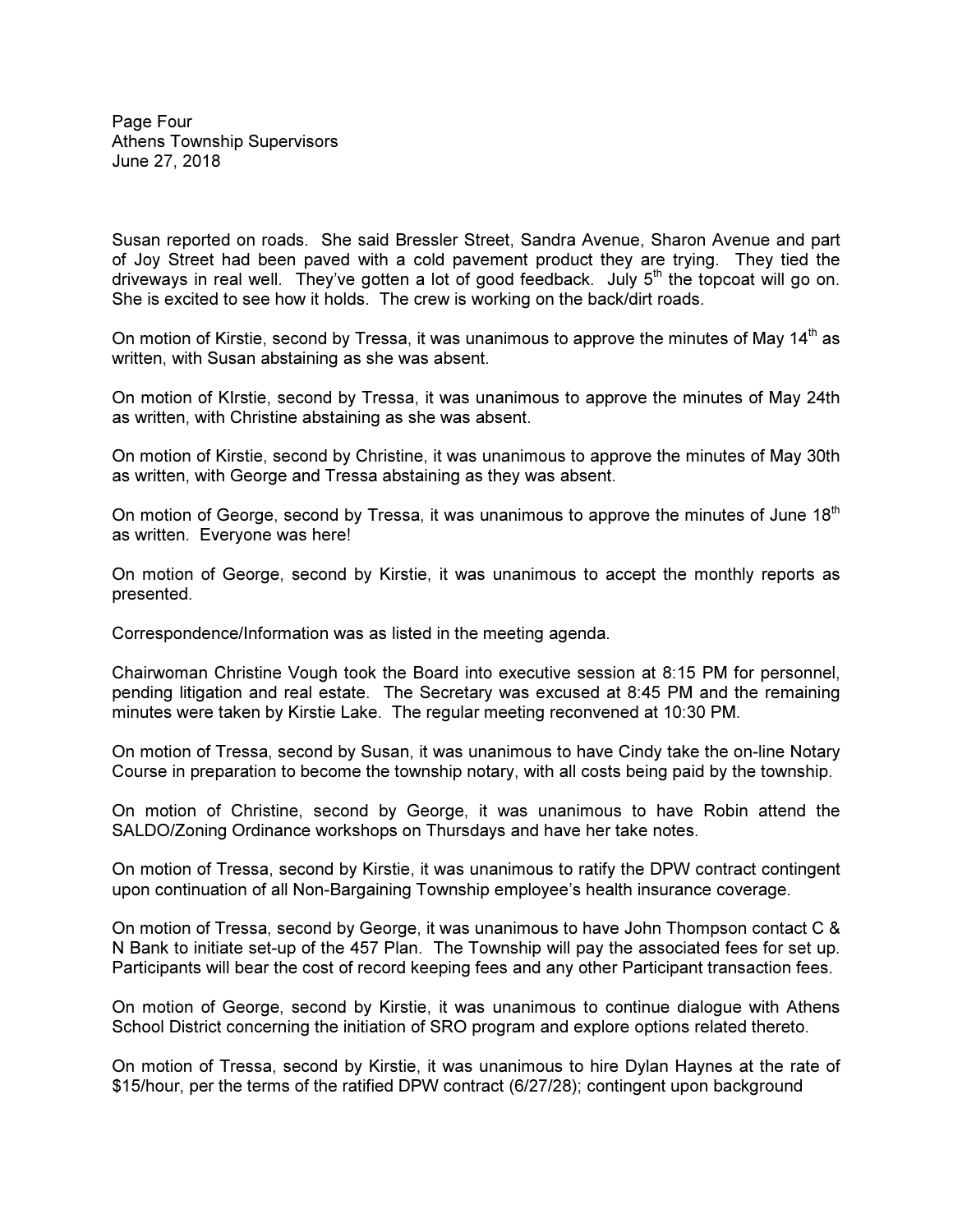Susan reported on roads. She said Bressler Street, Sandra Avenue, Sharon Avenue and part of Joy Street had been paved with a cold pavement product they are trying. They tied the driveways in real well. They've gotten a lot of good feedback. July 5th the topcoat will go on. She is excited to see how it holds. The crew is working on the back/dirt roads.

On motion of Kirstie, second by Tressa, it was unanimous to approve the minutes of May 14th as written, with Susan abstaining as she was absent.

On motion of KIrstie, second by Tressa, it was unanimous to approve the minutes of May 24th as written, with Christine abstaining as she was absent.

On motion of Kirstie, second by Christine, it was unanimous to approve the minutes of May 30th as written, with George and Tressa abstaining as they was absent.

On motion of George, second by Tressa, it was unanimous to approve the minutes of June 18th as written. Everyone was here!

On motion of George, second by Kirstie, it was unanimous to accept the monthly reports as presented.

Correspondence/Information was as listed in the meeting agenda.

Chairwoman Christine Vough took the Board into executive session at 8:15 PM for personnel, pending litigation and real estate. The Secretary was excused at 8:45 PM and the remaining minutes were taken by Kirstie Lake. The regular meeting reconvened at 10:30 PM.

On motion of Tressa, second by Susan, it was unanimous to have Cindy take the on-line Notary Course in preparation to become the township notary, with all costs being paid by the township.

On motion of Christine, second by George, it was unanimous to have Robin attend the SALDO/Zoning Ordinance workshops on Thursdays and have her take notes.

On motion of Tressa, second by Kirstie, it was unanimous to ratify the DPW contract contingent upon continuation of all Non-Bargaining Township employee's health insurance coverage.

On motion of Tressa, second by George, it was unanimous to have John Thompson contact C & N Bank to initiate set-up of the 457 Plan. The Township will pay the associated fees for set up. Participants will bear the cost of record keeping fees and any other Participant transaction fees.

On motion of George, second by Kirstie, it was unanimous to continue dialogue with Athens School District concerning the initiation of SRO program and explore options related thereto.

On motion of Tressa, second by Kirstie, it was unanimous to hire Dylan Haynes at the rate of $15/hour, per the terms of the ratified DPW contract (6/27/28); contingent upon background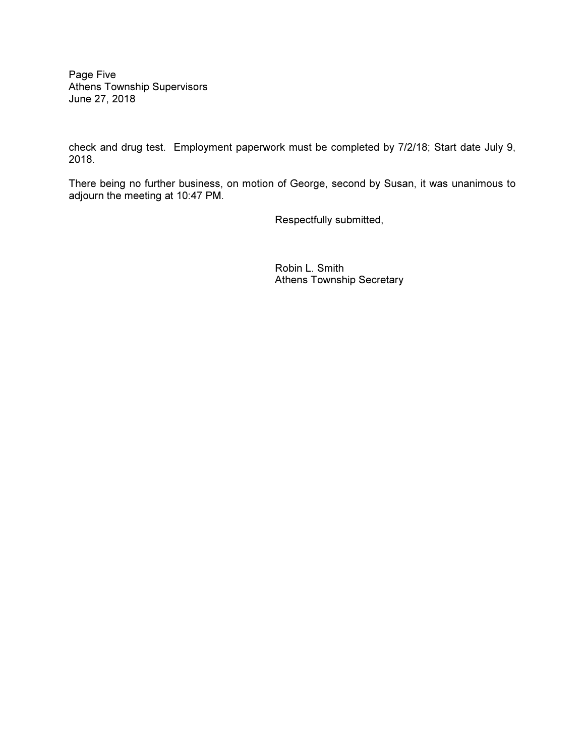check and drug test. Employment paperwork must be completed by 7/2/18; Start date July 9, 2018.

There being no further business, on motion of George, second by Susan, it was unanimous to adjourn the meeting at 10:47 PM.

Respectfully submitted,

Robin L. Smith
Athens Township Secretary